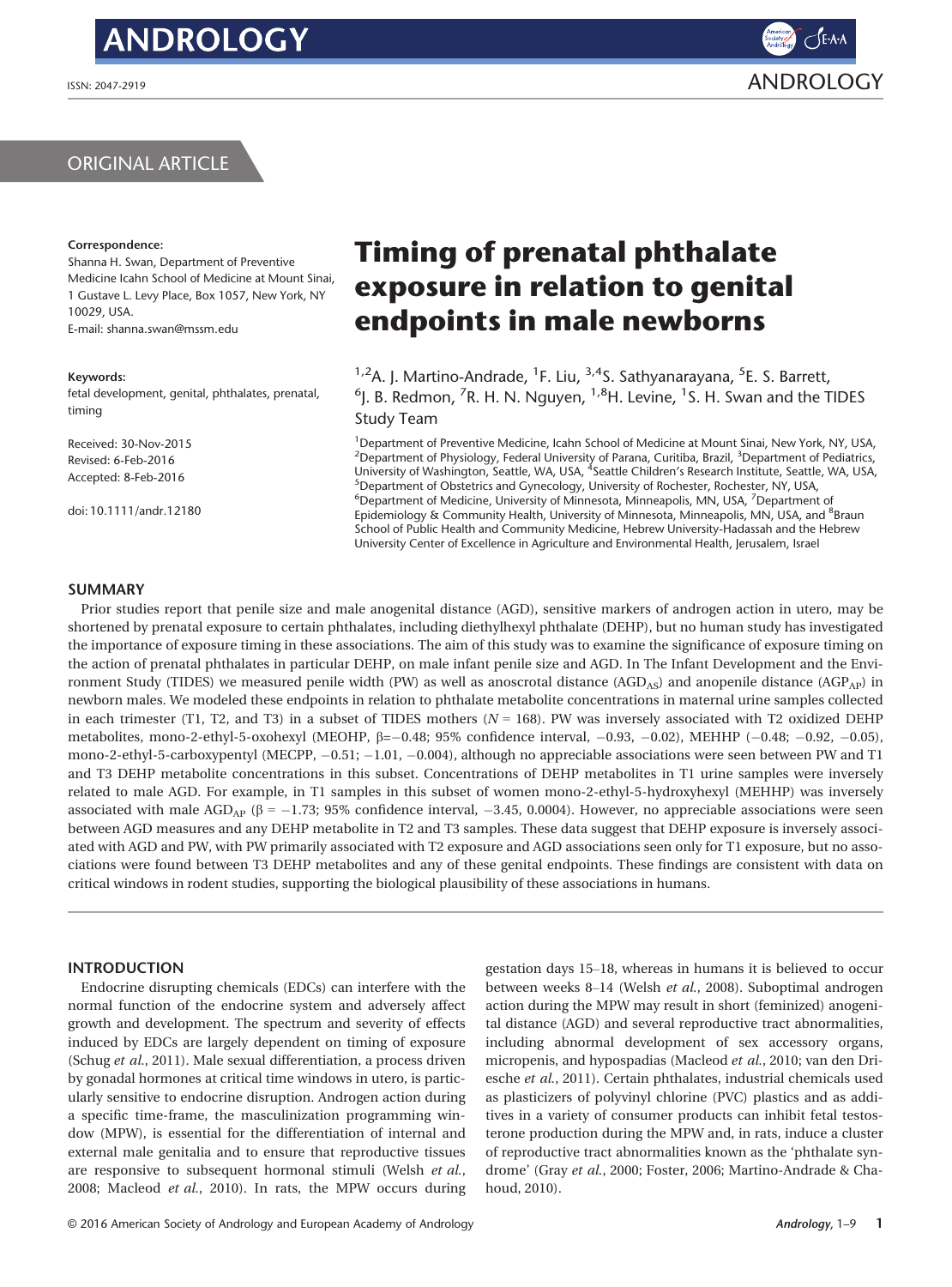ORIGINAL ARTICLE

**Correspondence:**
Shanna H. Swan, Department of Preventive Medicine Icahn School of Medicine at Mount Sinai, 1 Gustave L. Levy Place, Box 1057, New York, NY 10029, USA.
E-mail: shanna.swan@mssm.edu

**Keywords:**
fetal development, genital, phthalates, prenatal, timing

Received: 30-Nov-2015
Revised: 6-Feb-2016
Accepted: 8-Feb-2016

doi: 10.1111/andr.12180

# Timing of prenatal phthalate exposure in relation to genital endpoints in male newborns

[1,2]A. J. Martino-Andrade, [1]F. Liu, [3,4]S. Sathyanarayana, [5]E. S. Barrett, [6]J. B. Redmon, [7]R. H. N. Nguyen, [1,8]H. Levine, [1]S. H. Swan and the TIDES Study Team

[1]Department of Preventive Medicine, Icahn School of Medicine at Mount Sinai, New York, NY, USA, [2]Department of Physiology, Federal University of Parana, Curitiba, Brazil, [3]Department of Pediatrics, University of Washington, Seattle, WA, USA, [4]Seattle Children's Research Institute, Seattle, WA, USA, [5]Department of Obstetrics and Gynecology, University of Rochester, Rochester, NY, USA, [6]Department of Medicine, University of Minnesota, Minneapolis, MN, USA, [7]Department of Epidemiology & Community Health, University of Minnesota, Minneapolis, MN, USA, and [8]Braun School of Public Health and Community Medicine, Hebrew University-Hadassah and the Hebrew University Center of Excellence in Agriculture and Environmental Health, Jerusalem, Israel

## SUMMARY

Prior studies report that penile size and male anogenital distance (AGD), sensitive markers of androgen action in utero, may be shortened by prenatal exposure to certain phthalates, including diethylhexyl phthalate (DEHP), but no human study has investigated the importance of exposure timing in these associations. The aim of this study was to examine the significance of exposure timing on the action of prenatal phthalates in particular DEHP, on male infant penile size and AGD. In The Infant Development and the Environment Study (TIDES) we measured penile width (PW) as well as anoscrotal distance ($AGD_{AS}$) and anopenile distance ($AGP_{AP}$) in newborn males. We modeled these endpoints in relation to phthalate metabolite concentrations in maternal urine samples collected in each trimester (T1, T2, and T3) in a subset of TIDES mothers ($N = 168$). PW was inversely associated with T2 oxidized DEHP metabolites, mono-2-ethyl-5-oxohexyl (MEOHP, $\beta = -0.48$; 95% confidence interval, $-0.93$, $-0.02$), MEHHP ($-0.48$; $-0.92$, $-0.05$), mono-2-ethyl-5-carboxypentyl (MECPP, $-0.51$; $-1.01$, $-0.004$), although no appreciable associations were seen between PW and T1 and T3 DEHP metabolite concentrations in this subset. Concentrations of DEHP metabolites in T1 urine samples were inversely related to male AGD. For example, in T1 samples in this subset of women mono-2-ethyl-5-hydroxyhexyl (MEHHP) was inversely associated with male $AGD_{AP}$ ($\beta = -1.73$; 95% confidence interval, $-3.45$, 0.0004). However, no appreciable associations were seen between AGD measures and any DEHP metabolite in T2 and T3 samples. These data suggest that DEHP exposure is inversely associated with AGD and PW, with PW primarily associated with T2 exposure and AGD associations seen only for T1 exposure, but no associations were found between T3 DEHP metabolites and any of these genital endpoints. These findings are consistent with data on critical windows in rodent studies, supporting the biological plausibility of these associations in humans.

## INTRODUCTION

Endocrine disrupting chemicals (EDCs) can interfere with the normal function of the endocrine system and adversely affect growth and development. The spectrum and severity of effects induced by EDCs are largely dependent on timing of exposure (Schug *et al.*, 2011). Male sexual differentiation, a process driven by gonadal hormones at critical time windows in utero, is particularly sensitive to endocrine disruption. Androgen action during a specific time-frame, the masculinization programming window (MPW), is essential for the differentiation of internal and external male genitalia and to ensure that reproductive tissues are responsive to subsequent hormonal stimuli (Welsh *et al.*, 2008; Macleod *et al.*, 2010). In rats, the MPW occurs during gestation days 15–18, whereas in humans it is believed to occur between weeks 8–14 (Welsh *et al.*, 2008). Suboptimal androgen action during the MPW may result in short (feminized) anogenital distance (AGD) and several reproductive tract abnormalities, including abnormal development of sex accessory organs, micropenis, and hypospadias (Macleod *et al.*, 2010; van den Driesche *et al.*, 2011). Certain phthalates, industrial chemicals used as plasticizers of polyvinyl chlorine (PVC) plastics and as additives in a variety of consumer products can inhibit fetal testosterone production during the MPW and, in rats, induce a cluster of reproductive tract abnormalities known as the 'phthalate syndrome' (Gray *et al.*, 2000; Foster, 2006; Martino-Andrade & Chahoud, 2010).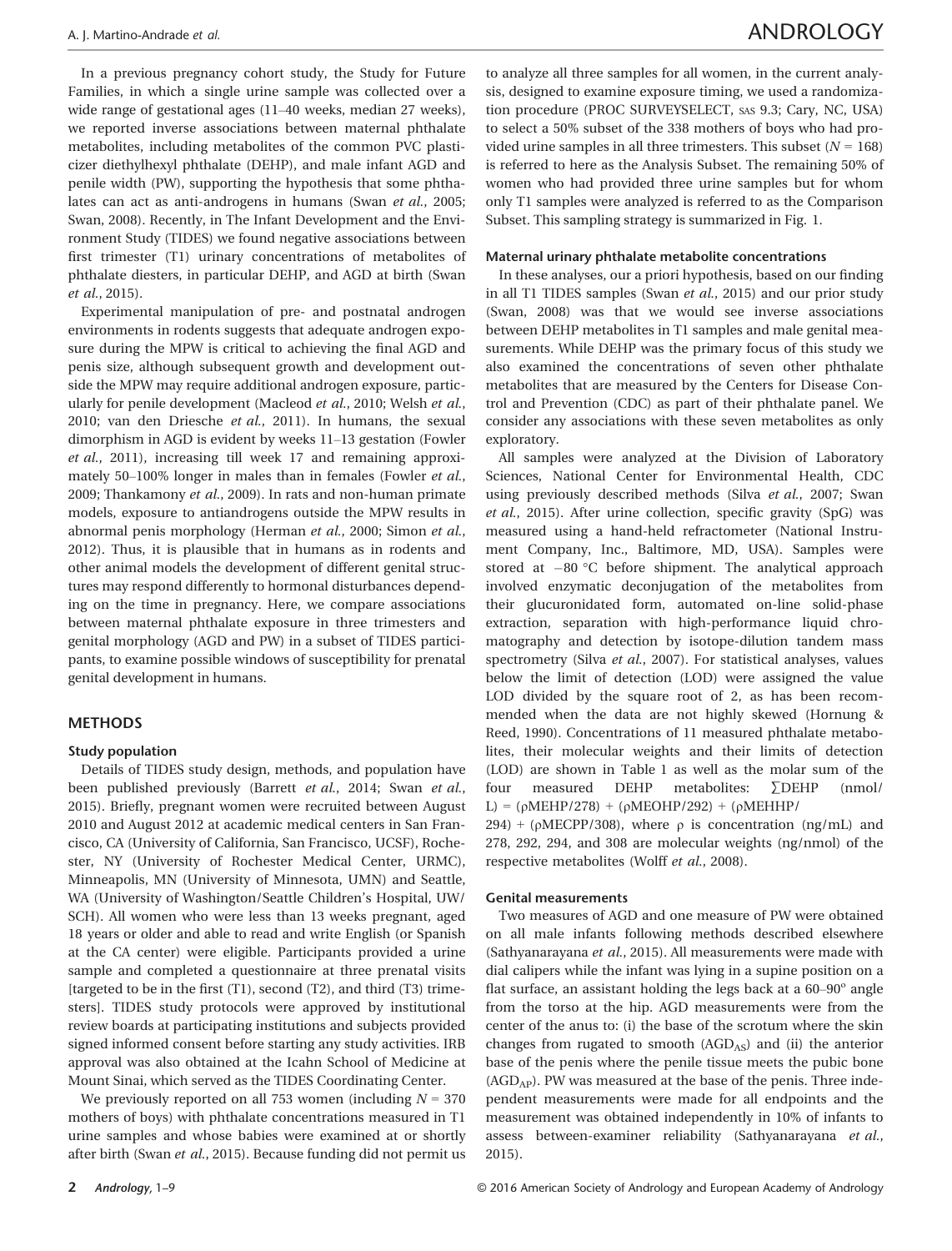In a previous pregnancy cohort study, the Study for Future Families, in which a single urine sample was collected over a wide range of gestational ages (11–40 weeks, median 27 weeks), we reported inverse associations between maternal phthalate metabolites, including metabolites of the common PVC plasticizer diethylhexyl phthalate (DEHP), and male infant AGD and penile width (PW), supporting the hypothesis that some phthalates can act as anti-androgens in humans (Swan *et al.*, 2005; Swan, 2008). Recently, in The Infant Development and the Environment Study (TIDES) we found negative associations between first trimester (T1) urinary concentrations of metabolites of phthalate diesters, in particular DEHP, and AGD at birth (Swan *et al.*, 2015).

Experimental manipulation of pre- and postnatal androgen environments in rodents suggests that adequate androgen exposure during the MPW is critical to achieving the final AGD and penis size, although subsequent growth and development outside the MPW may require additional androgen exposure, particularly for penile development (Macleod *et al.*, 2010; Welsh *et al.*, 2010; van den Driesche *et al.*, 2011). In humans, the sexual dimorphism in AGD is evident by weeks 11–13 gestation (Fowler *et al.*, 2011), increasing till week 17 and remaining approximately 50–100% longer in males than in females (Fowler *et al.*, 2009; Thankamony *et al.*, 2009). In rats and non-human primate models, exposure to antiandrogens outside the MPW results in abnormal penis morphology (Herman *et al.*, 2000; Simon *et al.*, 2012). Thus, it is plausible that in humans as in rodents and other animal models the development of different genital structures may respond differently to hormonal disturbances depending on the time in pregnancy. Here, we compare associations between maternal phthalate exposure in three trimesters and genital morphology (AGD and PW) in a subset of TIDES participants, to examine possible windows of susceptibility for prenatal genital development in humans.

## METHODS

### Study population

Details of TIDES study design, methods, and population have been published previously (Barrett *et al.*, 2014; Swan *et al.*, 2015). Briefly, pregnant women were recruited between August 2010 and August 2012 at academic medical centers in San Francisco, CA (University of California, San Francisco, UCSF), Rochester, NY (University of Rochester Medical Center, URMC), Minneapolis, MN (University of Minnesota, UMN) and Seattle, WA (University of Washington/Seattle Children's Hospital, UW/SCH). All women who were less than 13 weeks pregnant, aged 18 years or older and able to read and write English (or Spanish at the CA center) were eligible. Participants provided a urine sample and completed a questionnaire at three prenatal visits [targeted to be in the first (T1), second (T2), and third (T3) trimesters]. TIDES study protocols were approved by institutional review boards at participating institutions and subjects provided signed informed consent before starting any study activities. IRB approval was also obtained at the Icahn School of Medicine at Mount Sinai, which served as the TIDES Coordinating Center.

We previously reported on all 753 women (including $N = 370$ mothers of boys) with phthalate concentrations measured in T1 urine samples and whose babies were examined at or shortly after birth (Swan *et al.*, 2015). Because funding did not permit us to analyze all three samples for all women, in the current analysis, designed to examine exposure timing, we used a randomization procedure (PROC SURVEYSELECT, SAS 9.3; Cary, NC, USA) to select a 50% subset of the 338 mothers of boys who had provided urine samples in all three trimesters. This subset ($N = 168$) is referred to here as the Analysis Subset. The remaining 50% of women who had provided three urine samples but for whom only T1 samples were analyzed is referred to as the Comparison Subset. This sampling strategy is summarized in Fig. 1.

### Maternal urinary phthalate metabolite concentrations

In these analyses, our a priori hypothesis, based on our finding in all T1 TIDES samples (Swan *et al.*, 2015) and our prior study (Swan, 2008) was that we would see inverse associations between DEHP metabolites in T1 samples and male genital measurements. While DEHP was the primary focus of this study we also examined the concentrations of seven other phthalate metabolites that are measured by the Centers for Disease Control and Prevention (CDC) as part of their phthalate panel. We consider any associations with these seven metabolites as only exploratory.

All samples were analyzed at the Division of Laboratory Sciences, National Center for Environmental Health, CDC using previously described methods (Silva *et al.*, 2007; Swan *et al.*, 2015). After urine collection, specific gravity (SpG) was measured using a hand-held refractometer (National Instrument Company, Inc., Baltimore, MD, USA). Samples were stored at −80 °C before shipment. The analytical approach involved enzymatic deconjugation of the metabolites from their glucuronidated form, automated on-line solid-phase extraction, separation with high-performance liquid chromatography and detection by isotope-dilution tandem mass spectrometry (Silva *et al.*, 2007). For statistical analyses, values below the limit of detection (LOD) were assigned the value LOD divided by the square root of 2, as has been recommended when the data are not highly skewed (Hornung & Reed, 1990). Concentrations of 11 measured phthalate metabolites, their molecular weights and their limits of detection (LOD) are shown in Table 1 as well as the molar sum of the four measured DEHP metabolites: $\sum\text{DEHP}$ (nmol/L) = $(\rho\text{MEHP}/278) + (\rho\text{MEOHP}/292) + (\rho\text{MEHHP}/294) + (\rho\text{MECPP}/308)$, where $\rho$ is concentration (ng/mL) and 278, 292, 294, and 308 are molecular weights (ng/nmol) of the respective metabolites (Wolff *et al.*, 2008).

### Genital measurements

Two measures of AGD and one measure of PW were obtained on all male infants following methods described elsewhere (Sathyanarayana *et al.*, 2015). All measurements were made with dial calipers while the infant was lying in a supine position on a flat surface, an assistant holding the legs back at a 60–90° angle from the torso at the hip. AGD measurements were from the center of the anus to: (i) the base of the scrotum where the skin changes from rugated to smooth ($AGD_{AS}$) and (ii) the anterior base of the penis where the penile tissue meets the pubic bone ($AGD_{AP}$). PW was measured at the base of the penis. Three independent measurements were made for all endpoints and the measurement was obtained independently in 10% of infants to assess between-examiner reliability (Sathyanarayana *et al.*, 2015).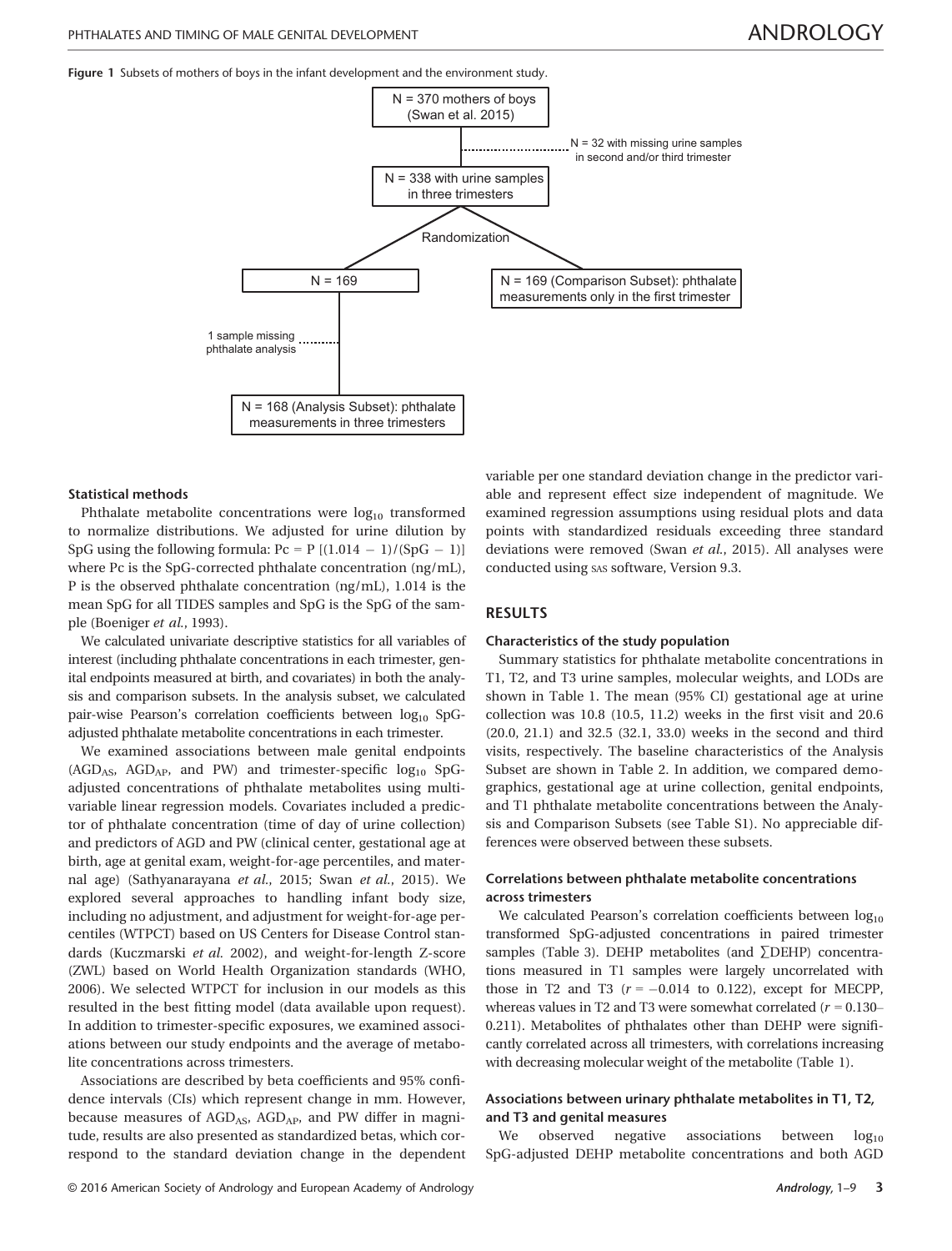**Figure 1** Subsets of mothers of boys in the infant development and the environment study.

N = 370 mothers of boys (Swan et al. 2015)

N = 32 with missing urine samples in second and/or third trimester

N = 338 with urine samples in three trimesters

Randomization

N = 169

N = 169 (Comparison Subset): phthalate measurements only in the first trimester

1 sample missing phthalate analysis

N = 168 (Analysis Subset): phthalate measurements in three trimesters

#### Statistical methods

Phthalate metabolite concentrations were $\log_{10}$ transformed to normalize distributions. We adjusted for urine dilution by SpG using the following formula: $Pc = P\,[(1.014 - 1)/(SpG - 1)]$ where Pc is the SpG-corrected phthalate concentration (ng/mL), P is the observed phthalate concentration (ng/mL), 1.014 is the mean SpG for all TIDES samples and SpG is the SpG of the sample (Boeniger *et al.*, 1993).

We calculated univariate descriptive statistics for all variables of interest (including phthalate concentrations in each trimester, genital endpoints measured at birth, and covariates) in both the analysis and comparison subsets. In the analysis subset, we calculated pair-wise Pearson's correlation coefficients between $\log_{10}$ SpG-adjusted phthalate metabolite concentrations in each trimester.

We examined associations between male genital endpoints ($AGD_{AS}$, $AGD_{AP}$, and PW) and trimester-specific $\log_{10}$ SpG-adjusted concentrations of phthalate metabolites using multivariable linear regression models. Covariates included a predictor of phthalate concentration (time of day of urine collection) and predictors of AGD and PW (clinical center, gestational age at birth, age at genital exam, weight-for-age percentiles, and maternal age) (Sathyanarayana *et al.*, 2015; Swan *et al.*, 2015). We explored several approaches to handling infant body size, including no adjustment, and adjustment for weight-for-age percentiles (WTPCT) based on US Centers for Disease Control standards (Kuczmarski *et al.* 2002), and weight-for-length Z-score (ZWL) based on World Health Organization standards (WHO, 2006). We selected WTPCT for inclusion in our models as this resulted in the best fitting model (data available upon request). In addition to trimester-specific exposures, we examined associations between our study endpoints and the average of metabolite concentrations across trimesters.

Associations are described by beta coefficients and 95% confidence intervals (CIs) which represent change in mm. However, because measures of $AGD_{AS}$, $AGD_{AP}$, and PW differ in magnitude, results are also presented as standardized betas, which correspond to the standard deviation change in the dependent variable per one standard deviation change in the predictor variable and represent effect size independent of magnitude. We examined regression assumptions using residual plots and data points with standardized residuals exceeding three standard deviations were removed (Swan *et al.*, 2015). All analyses were conducted using SAS software, Version 9.3.

## RESULTS

#### Characteristics of the study population

Summary statistics for phthalate metabolite concentrations in T1, T2, and T3 urine samples, molecular weights, and LODs are shown in Table 1. The mean (95% CI) gestational age at urine collection was 10.8 (10.5, 11.2) weeks in the first visit and 20.6 (20.0, 21.1) and 32.5 (32.1, 33.0) weeks in the second and third visits, respectively. The baseline characteristics of the Analysis Subset are shown in Table 2. In addition, we compared demographics, gestational age at urine collection, genital endpoints, and T1 phthalate metabolite concentrations between the Analysis and Comparison Subsets (see Table S1). No appreciable differences were observed between these subsets.

#### Correlations between phthalate metabolite concentrations across trimesters

We calculated Pearson's correlation coefficients between $\log_{10}$ transformed SpG-adjusted concentrations in paired trimester samples (Table 3). DEHP metabolites (and ∑DEHP) concentrations measured in T1 samples were largely uncorrelated with those in T2 and T3 ($r = -0.014$ to 0.122), except for MECPP, whereas values in T2 and T3 were somewhat correlated ($r = 0.130$–0.211). Metabolites of phthalates other than DEHP were significantly correlated across all trimesters, with correlations increasing with decreasing molecular weight of the metabolite (Table 1).

#### Associations between urinary phthalate metabolites in T1, T2, and T3 and genital measures

We observed negative associations between $\log_{10}$ SpG-adjusted DEHP metabolite concentrations and both AGD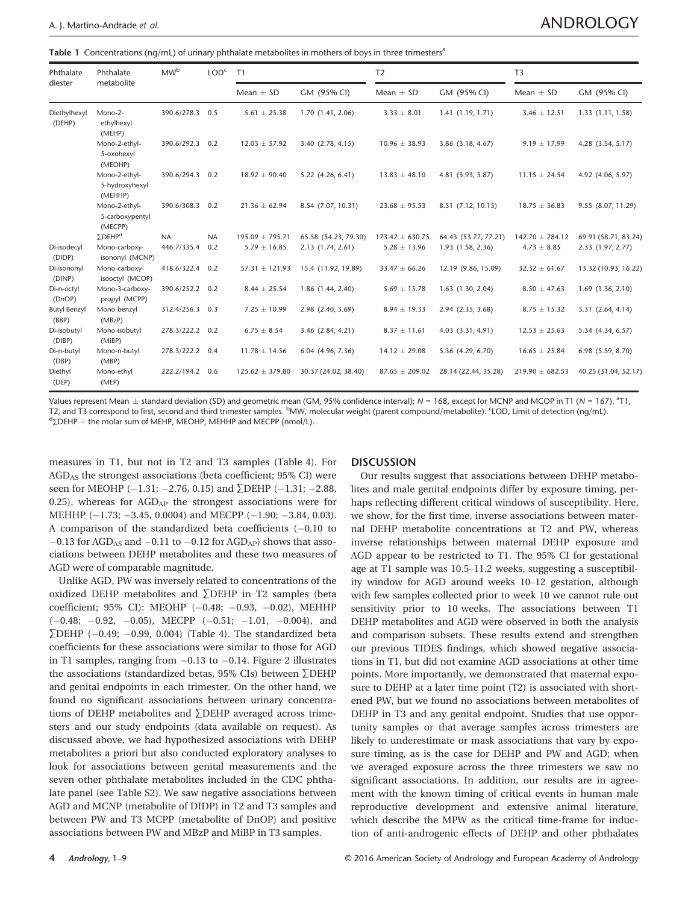**Table 1** Concentrations (ng/mL) of urinary phthalate metabolites in mothers of boys in three trimesters[a]

| Phthalate diester | Phthalate metabolite | MW[b] | LOD[c] | T1 | | T2 | | T3 | |
|---|---|---|---|---|---|---|---|---|---|
| | | | | Mean ± SD | GM (95% CI) | Mean ± SD | GM (95% CI) | Mean ± SD | GM (95% CI) |
| Diethylhexyl (DEHP) | Mono-2-ethylhexyl (MEHP) | 390.6/278.3 | 0.5 | 5.61 ± 25.38 | 1.70 (1.41, 2.06) | 3.33 ± 8.01 | 1.41 (1.19, 1.71) | 3.46 ± 12.51 | 1.33 (1.11, 1.58) |
| | Mono-2-ethyl-5-oxohexyl (MEOHP) | 390.6/292.3 | 0.2 | 12.03 ± 57.92 | 3.40 (2.78, 4.15) | 10.96 ± 38.93 | 3.86 (3.18, 4.67) | 9.19 ± 17.99 | 4.28 (3.54, 5.17) |
| | Mono-2-ethyl-5-hydroxyhexyl (MEHHP) | 390.6/294.3 | 0.2 | 18.92 ± 90.40 | 5.22 (4.26, 6.41) | 13.83 ± 48.10 | 4.81 (3.93, 5.87) | 11.15 ± 24.54 | 4.92 (4.06, 5.97) |
| | Mono-2-ethyl-5-carboxypentyl (MECPP) | 390.6/308.3 | 0.2 | 21.36 ± 62.94 | 8.54 (7.07, 10.31) | 23.68 ± 95.53 | 8.51 (7.12, 10.15) | 18.75 ± 36.83 | 9.55 (8.07, 11.29) |
| | ∑DEHP[d] | NA | NA | 195.09 ± 795.71 | 65.58 (54.23, 79.30) | 173.42 ± 630.75 | 64.43 (53.77, 77.21) | 142.70 ± 284.12 | 69.91 (58.71, 83.24) |
| Di-isodecyl (DIDP) | Mono-carboxy-isononyl (MCNP) | 446.7/335.4 | 0.2 | 5.79 ± 16.85 | 2.13 (1.74, 2.61) | 5.28 ± 13.96 | 1.93 (1.58, 2.36) | 4.73 ± 8.85 | 2.33 (1.97, 2.77) |
| Di-isononyl (DINP) | Mono-carboxy-isooctyl (MCOP) | 418.6/322.4 | 0.2 | 57.31 ± 121.93 | 15.4 (11.92, 19.89) | 33.47 ± 66.26 | 12.19 (9.86, 15.09) | 32.32 ± 61.67 | 13.32 (10.93, 16.22) |
| Di-n-octyl (DnOP) | Mono-3-carboxy-propyl (MCPP) | 390.6/252.2 | 0.2 | 8.44 ± 25.54 | 1.86 (1.44, 2.40) | 5.69 ± 15.78 | 1.63 (1.30, 2.04) | 8.50 ± 47.63 | 1.69 (1.36, 2.10) |
| Butyl Benzyl (BBP) | Mono-benzyl (MBzP) | 312.4/256.3 | 0.3 | 7.25 ± 10.99 | 2.98 (2.40, 3.69) | 8.94 ± 19.33 | 2.94 (2.35, 3.68) | 8.75 ± 15.32 | 3.31 (2.64, 4.14) |
| Di-isobutyl (DIBP) | Mono-isobutyl (MiBP) | 278.3/222.2 | 0.2 | 6.75 ± 8.54 | 3.46 (2.84, 4.21) | 8.37 ± 11.61 | 4.03 (3.31, 4.91) | 12.53 ± 25.63 | 5.34 (4.34, 6.57) |
| Di-n-butyl (DBP) | Mono-n-butyl (MBP) | 278.3/222.2 | 0.4 | 11.78 ± 14.56 | 6.04 (4.96, 7.36) | 14.12 ± 29.08 | 5.36 (4.29, 6.70) | 16.65 ± 25.84 | 6.98 (5.59, 8.70) |
| Diethyl (DEP) | Mono-ethyl (MEP) | 222.2/194.2 | 0.6 | 125.62 ± 379.80 | 30.37 (24.02, 38.40) | 87.65 ± 209.02 | 28.14 (22.44, 35.28) | 219.90 ± 682.53 | 40.25 (31.04, 52.17) |

Values represent Mean ± standard deviation (SD) and geometric mean (GM, 95% confidence interval); $N = 168$, except for MCNP and MCOP in T1 ($N = 167$). [a]T1, T2, and T3 correspond to first, second and third trimester samples. [b]MW, molecular weight (parent compound/metabolite). [c]LOD, Limit of detection (ng/mL). [d]∑DEHP = the molar sum of MEHP, MEOHP, MEHHP and MECPP (nmol/L).

measures in T1, but not in T2 and T3 samples (Table 4). For $AGD_{AS}$ the strongest associations (beta coefficient; 95% CI) were seen for MEOHP (−1.31; −2.76, 0.15) and ∑DEHP (−1.31; −2.88, 0.25), whereas for $AGD_{AP}$ the strongest associations were for MEHHP (−1.73; −3.45, 0.0004) and MECPP (−1.90; −3.84, 0.03). A comparison of the standardized beta coefficients (−0.10 to −0.13 for $AGD_{AS}$ and −0.11 to −0.12 for $AGD_{AP}$) shows that associations between DEHP metabolites and these two measures of AGD were of comparable magnitude.

Unlike AGD, PW was inversely related to concentrations of the oxidized DEHP metabolites and ∑DEHP in T2 samples (beta coefficient; 95% CI): MEOHP (−0.48; −0.93, −0.02), MEHHP (−0.48; −0.92, −0.05), MECPP (−0.51; −1.01, −0.004), and ∑DEHP (−0.49; −0.99, 0.004) (Table 4). The standardized beta coefficients for these associations were similar to those for AGD in T1 samples, ranging from −0.13 to −0.14. Figure 2 illustrates the associations (standardized betas, 95% CIs) between ∑DEHP and genital endpoints in each trimester. On the other hand, we found no significant associations between urinary concentrations of DEHP metabolites and ∑DEHP averaged across trimesters and our study endpoints (data available on request). As discussed above, we had hypothesized associations with DEHP metabolites a priori but also conducted exploratory analyses to look for associations between genital measurements and the seven other phthalate metabolites included in the CDC phthalate panel (see Table S2). We saw negative associations between AGD and MCNP (metabolite of DIDP) in T2 and T3 samples and between PW and T3 MCPP (metabolite of DnOP) and positive associations between PW and MBzP and MiBP in T3 samples.

## DISCUSSION

Our results suggest that associations between DEHP metabolites and male genital endpoints differ by exposure timing, perhaps reflecting different critical windows of susceptibility. Here, we show, for the first time, inverse associations between maternal DEHP metabolite concentrations at T2 and PW, whereas inverse relationships between maternal DEHP exposure and AGD appear to be restricted to T1. The 95% CI for gestational age at T1 sample was 10.5–11.2 weeks, suggesting a susceptibility window for AGD around weeks 10–12 gestation, although with few samples collected prior to week 10 we cannot rule out sensitivity prior to 10 weeks. The associations between T1 DEHP metabolites and AGD were observed in both the analysis and comparison subsets. These results extend and strengthen our previous TIDES findings, which showed negative associations in T1, but did not examine AGD associations at other time points. More importantly, we demonstrated that maternal exposure to DEHP at a later time point (T2) is associated with shortened PW, but we found no associations between metabolites of DEHP in T3 and any genital endpoint. Studies that use opportunity samples or that average samples across trimesters are likely to underestimate or mask associations that vary by exposure timing, as is the case for DEHP and PW and AGD; when we averaged exposure across the three trimesters we saw no significant associations. In addition, our results are in agreement with the known timing of critical events in human male reproductive development and extensive animal literature, which describe the MPW as the critical time-frame for induction of anti-androgenic effects of DEHP and other phthalates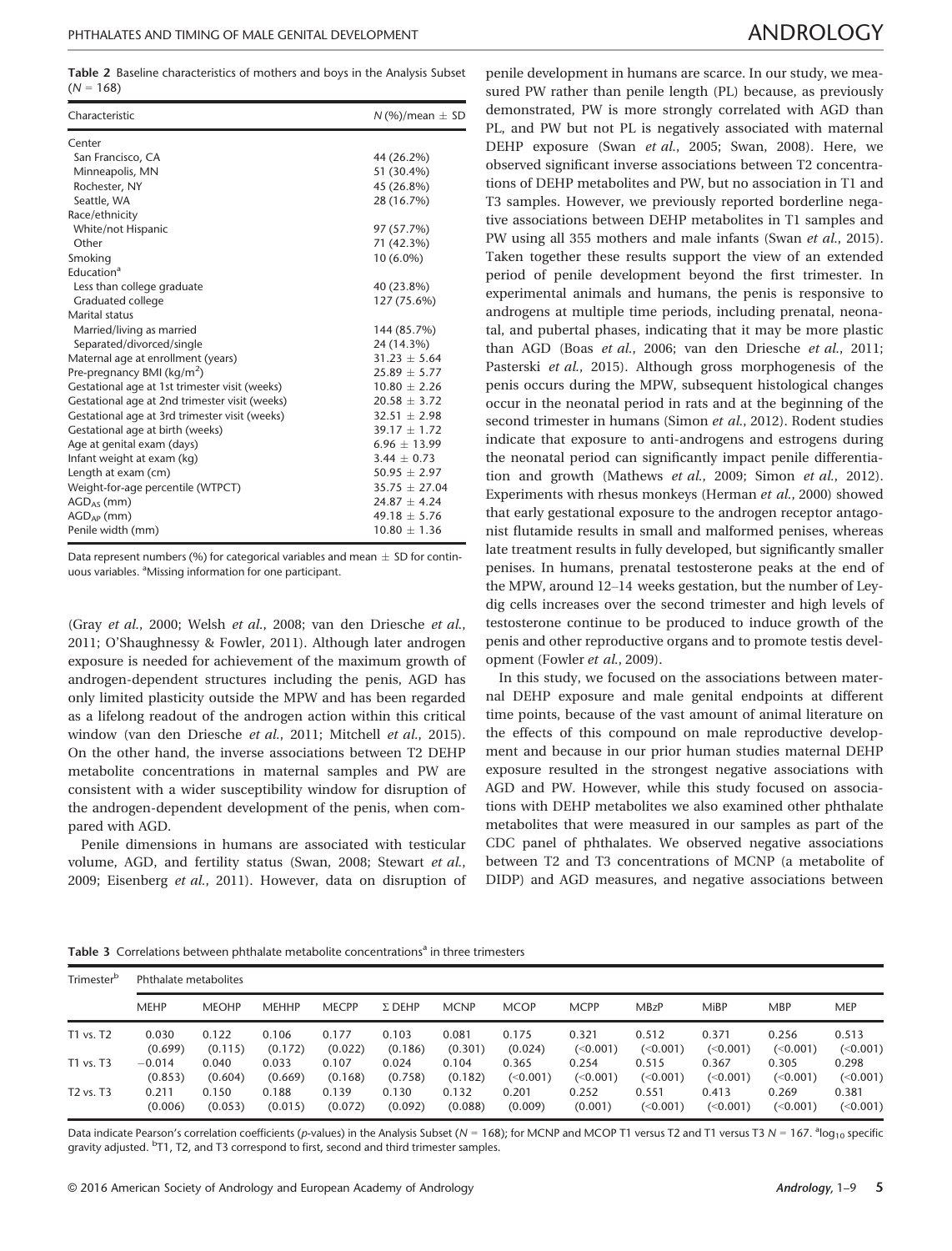**Table 2** Baseline characteristics of mothers and boys in the Analysis Subset ($N = 168$)

| Characteristic | N (%)/mean ± SD |
|---|---|
| Center | |
| San Francisco, CA | 44 (26.2%) |
| Minneapolis, MN | 51 (30.4%) |
| Rochester, NY | 45 (26.8%) |
| Seattle, WA | 28 (16.7%) |
| Race/ethnicity | |
| White/not Hispanic | 97 (57.7%) |
| Other | 71 (42.3%) |
| Smoking | 10 (6.0%) |
| Education[a] | |
| Less than college graduate | 40 (23.8%) |
| Graduated college | 127 (75.6%) |
| Marital status | |
| Married/living as married | 144 (85.7%) |
| Separated/divorced/single | 24 (14.3%) |
| Maternal age at enrollment (years) | 31.23 ± 5.64 |
| Pre-pregnancy BMI (kg/m$^2$) | 25.89 ± 5.77 |
| Gestational age at 1st trimester visit (weeks) | 10.80 ± 2.26 |
| Gestational age at 2nd trimester visit (weeks) | 20.58 ± 3.72 |
| Gestational age at 3rd trimester visit (weeks) | 32.51 ± 2.98 |
| Gestational age at birth (weeks) | 39.17 ± 1.72 |
| Age at genital exam (days) | 6.96 ± 13.99 |
| Infant weight at exam (kg) | 3.44 ± 0.73 |
| Length at exam (cm) | 50.95 ± 2.97 |
| Weight-for-age percentile (WTPCT) | 35.75 ± 27.04 |
| $AGD_{AS}$ (mm) | 24.87 ± 4.24 |
| $AGD_{AP}$ (mm) | 49.18 ± 5.76 |
| Penile width (mm) | 10.80 ± 1.36 |

Data represent numbers (%) for categorical variables and mean ± SD for continuous variables. [a]Missing information for one participant.

(Gray *et al.*, 2000; Welsh *et al.*, 2008; van den Driesche *et al.*, 2011; O'Shaughnessy & Fowler, 2011). Although later androgen exposure is needed for achievement of the maximum growth of androgen-dependent structures including the penis, AGD has only limited plasticity outside the MPW and has been regarded as a lifelong readout of the androgen action within this critical window (van den Driesche *et al.*, 2011; Mitchell *et al.*, 2015). On the other hand, the inverse associations between T2 DEHP metabolite concentrations in maternal samples and PW are consistent with a wider susceptibility window for disruption of the androgen-dependent development of the penis, when compared with AGD.

Penile dimensions in humans are associated with testicular volume, AGD, and fertility status (Swan, 2008; Stewart *et al.*, 2009; Eisenberg *et al.*, 2011). However, data on disruption of penile development in humans are scarce. In our study, we measured PW rather than penile length (PL) because, as previously demonstrated, PW is more strongly correlated with AGD than PL, and PW but not PL is negatively associated with maternal DEHP exposure (Swan *et al.*, 2005; Swan, 2008). Here, we observed significant inverse associations between T2 concentrations of DEHP metabolites and PW, but no association in T1 and T3 samples. However, we previously reported borderline negative associations between DEHP metabolites in T1 samples and PW using all 355 mothers and male infants (Swan *et al.*, 2015). Taken together these results support the view of an extended period of penile development beyond the first trimester. In experimental animals and humans, the penis is responsive to androgens at multiple time periods, including prenatal, neonatal, and pubertal phases, indicating that it may be more plastic than AGD (Boas *et al.*, 2006; van den Driesche *et al.*, 2011; Pasterski *et al.*, 2015). Although gross morphogenesis of the penis occurs during the MPW, subsequent histological changes occur in the neonatal period in rats and at the beginning of the second trimester in humans (Simon *et al.*, 2012). Rodent studies indicate that exposure to anti-androgens and estrogens during the neonatal period can significantly impact penile differentiation and growth (Mathews *et al.*, 2009; Simon *et al.*, 2012). Experiments with rhesus monkeys (Herman *et al.*, 2000) showed that early gestational exposure to the androgen receptor antagonist flutamide results in small and malformed penises, whereas late treatment results in fully developed, but significantly smaller penises. In humans, prenatal testosterone peaks at the end of the MPW, around 12–14 weeks gestation, but the number of Leydig cells increases over the second trimester and high levels of testosterone continue to be produced to induce growth of the penis and other reproductive organs and to promote testis development (Fowler *et al.*, 2009).

In this study, we focused on the associations between maternal DEHP exposure and male genital endpoints at different time points, because of the vast amount of animal literature on the effects of this compound on male reproductive development and because in our prior human studies maternal DEHP exposure resulted in the strongest negative associations with AGD and PW. However, while this study focused on associations with DEHP metabolites we also examined other phthalate metabolites that were measured in our samples as part of the CDC panel of phthalates. We observed negative associations between T2 and T3 concentrations of MCNP (a metabolite of DIDP) and AGD measures, and negative associations between

**Table 3** Correlations between phthalate metabolite concentrations[a] in three trimesters

| Trimester[b] | Phthalate metabolites | | | | | | | | | | | |
|---|---|---|---|---|---|---|---|---|---|---|---|---|
| | MEHP | MEOHP | MEHHP | MECPP | Σ DEHP | MCNP | MCOP | MCPP | MBzP | MiBP | MBP | MEP |
| T1 vs. T2 | 0.030 (0.699) | 0.122 (0.115) | 0.106 (0.172) | 0.177 (0.022) | 0.103 (0.186) | 0.081 (0.301) | 0.175 (0.024) | 0.321 (<0.001) | 0.512 (<0.001) | 0.371 (<0.001) | 0.256 (<0.001) | 0.513 (<0.001) |
| T1 vs. T3 | −0.014 (0.853) | 0.040 (0.604) | 0.033 (0.669) | 0.107 (0.168) | 0.024 (0.758) | 0.104 (0.182) | 0.365 (<0.001) | 0.254 (<0.001) | 0.515 (<0.001) | 0.367 (<0.001) | 0.305 (<0.001) | 0.298 (<0.001) |
| T2 vs. T3 | 0.211 (0.006) | 0.150 (0.053) | 0.188 (0.015) | 0.139 (0.072) | 0.130 (0.092) | 0.132 (0.088) | 0.201 (0.009) | 0.252 (0.001) | 0.551 (<0.001) | 0.413 (<0.001) | 0.269 (<0.001) | 0.381 (<0.001) |

Data indicate Pearson's correlation coefficients (*p*-values) in the Analysis Subset ($N = 168$); for MCNP and MCOP T1 versus T2 and T1 versus T3 $N = 167$. [a]$\log_{10}$ specific gravity adjusted. [b]T1, T2, and T3 correspond to first, second and third trimester samples.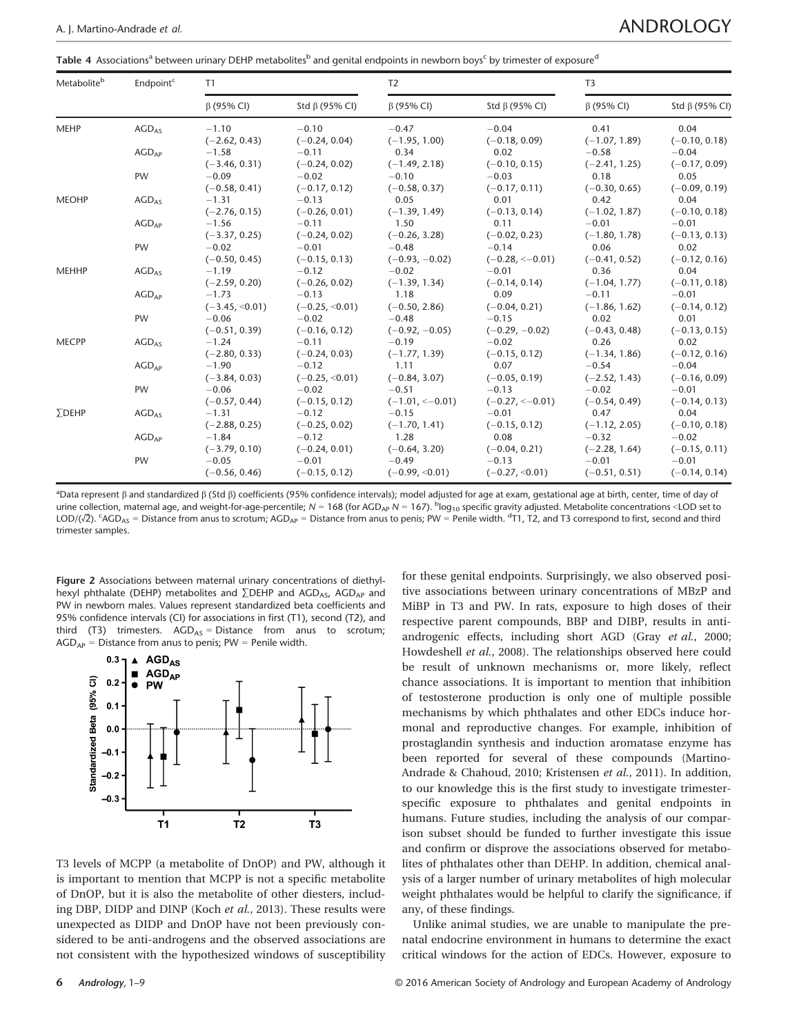**Table 4** Associations[a] between urinary DEHP metabolites[b] and genital endpoints in newborn boys[c] by trimester of exposure[d]

| Metabolite[b] | Endpoint[c] | T1 | | T2 | | T3 | |
|---|---|---|---|---|---|---|---|
| | | β (95% CI) | Std β (95% CI) | β (95% CI) | Std β (95% CI) | β (95% CI) | Std β (95% CI) |
| MEHP | $AGD_{AS}$ | −1.10 (−2.62, 0.43) | −0.10 (−0.24, 0.04) | −0.47 (−1.95, 1.00) | −0.04 (−0.18, 0.09) | 0.41 (−1.07, 1.89) | 0.04 (−0.10, 0.18) |
| | $AGD_{AP}$ | −1.58 (−3.46, 0.31) | −0.11 (−0.24, 0.02) | 0.34 (−1.49, 2.18) | 0.02 (−0.10, 0.15) | −0.58 (−2.41, 1.25) | −0.04 (−0.17, 0.09) |
| | PW | −0.09 (−0.58, 0.41) | −0.02 (−0.17, 0.12) | −0.10 (−0.58, 0.37) | −0.03 (−0.17, 0.11) | 0.18 (−0.30, 0.65) | 0.05 (−0.09, 0.19) |
| MEOHP | $AGD_{AS}$ | −1.31 (−2.76, 0.15) | −0.13 (−0.26, 0.01) | 0.05 (−1.39, 1.49) | 0.01 (−0.13, 0.14) | 0.42 (−1.02, 1.87) | 0.04 (−0.10, 0.18) |
| | $AGD_{AP}$ | −1.56 (−3.37, 0.25) | −0.11 (−0.24, 0.02) | 1.50 (−0.26, 3.28) | 0.11 (−0.02, 0.23) | −0.01 (−1.80, 1.78) | −0.01 (−0.13, 0.13) |
| | PW | −0.02 (−0.50, 0.45) | −0.01 (−0.15, 0.13) | −0.48 (−0.93, −0.02) | −0.14 (−0.28, <−0.01) | 0.06 (−0.41, 0.52) | 0.02 (−0.12, 0.16) |
| MEHHP | $AGD_{AS}$ | −1.19 (−2.59, 0.20) | −0.12 (−0.26, 0.02) | −0.02 (−1.39, 1.34) | −0.01 (−0.14, 0.14) | 0.36 (−1.04, 1.77) | 0.04 (−0.11, 0.18) |
| | $AGD_{AP}$ | −1.73 (−3.45, <0.01) | −0.13 (−0.25, <0.01) | 1.18 (−0.50, 2.86) | 0.09 (−0.04, 0.21) | −0.11 (−1.86, 1.62) | −0.01 (−0.14, 0.12) |
| | PW | −0.06 (−0.51, 0.39) | −0.02 (−0.16, 0.12) | −0.48 (−0.92, −0.05) | −0.15 (−0.29, −0.02) | 0.02 (−0.43, 0.48) | 0.01 (−0.13, 0.15) |
| MECPP | $AGD_{AS}$ | −1.24 (−2.80, 0.33) | −0.11 (−0.24, 0.03) | −0.19 (−1.77, 1.39) | −0.02 (−0.15, 0.12) | 0.26 (−1.34, 1.86) | 0.02 (−0.12, 0.16) |
| | $AGD_{AP}$ | −1.90 (−3.84, 0.03) | −0.12 (−0.25, <0.01) | 1.11 (−0.84, 3.07) | 0.07 (−0.05, 0.19) | −0.54 (−2.52, 1.43) | −0.04 (−0.16, 0.09) |
| | PW | −0.06 (−0.57, 0.44) | −0.02 (−0.15, 0.12) | −0.51 (−1.01, <−0.01) | −0.13 (−0.27, <−0.01) | −0.02 (−0.54, 0.49) | −0.01 (−0.14, 0.13) |
| ∑DEHP | $AGD_{AS}$ | −1.31 (−2.88, 0.25) | −0.12 (−0.25, 0.02) | −0.15 (−1.70, 1.41) | −0.01 (−0.15, 0.12) | 0.47 (−1.12, 2.05) | 0.04 (−0.10, 0.18) |
| | $AGD_{AP}$ | −1.84 (−3.79, 0.10) | −0.12 (−0.24, 0.01) | 1.28 (−0.64, 3.20) | 0.08 (−0.04, 0.21) | −0.32 (−2.28, 1.64) | −0.02 (−0.15, 0.11) |
| | PW | −0.05 (−0.56, 0.46) | −0.01 (−0.15, 0.12) | −0.49 (−0.99, <0.01) | −0.13 (−0.27, <0.01) | −0.01 (−0.51, 0.51) | −0.01 (−0.14, 0.14) |

[a]Data represent β and standardized β (Std β) coefficients (95% confidence intervals); model adjusted for age at exam, gestational age at birth, center, time of day of urine collection, maternal age, and weight-for-age-percentile; N = 168 (for $AGD_{AP}$ N = 167). [b]$\log_{10}$ specific gravity adjusted. Metabolite concentrations <LOD set to LOD/($\sqrt{2}$). [c]$AGD_{AS}$ = Distance from anus to scrotum; $AGD_{AP}$ = Distance from anus to penis; PW = Penile width. [d]T1, T2, and T3 correspond to first, second and third trimester samples.

**Figure 2** Associations between maternal urinary concentrations of diethylhexyl phthalate (DEHP) metabolites and ∑DEHP and $AGD_{AS}$, $AGD_{AP}$ and PW in newborn males. Values represent standardized beta coefficients and 95% confidence intervals (CI) for associations in first (T1), second (T2), and third (T3) trimesters. $AGD_{AS}$ = Distance from anus to scrotum; $AGD_{AP}$ = Distance from anus to penis; PW = Penile width.

T3 levels of MCPP (a metabolite of DnOP) and PW, although it is important to mention that MCPP is not a specific metabolite of DnOP, but it is also the metabolite of other diesters, including DBP, DIDP and DINP (Koch *et al.*, 2013). These results were unexpected as DIDP and DnOP have not been previously considered to be anti-androgens and the observed associations are not consistent with the hypothesized windows of susceptibility for these genital endpoints. Surprisingly, we also observed positive associations between urinary concentrations of MBzP and MiBP in T3 and PW. In rats, exposure to high doses of their respective parent compounds, BBP and DIBP, results in anti-androgenic effects, including short AGD (Gray *et al.*, 2000; Howdeshell *et al.*, 2008). The relationships observed here could be result of unknown mechanisms or, more likely, reflect chance associations. It is important to mention that inhibition of testosterone production is only one of multiple possible mechanisms by which phthalates and other EDCs induce hormonal and reproductive changes. For example, inhibition of prostaglandin synthesis and induction aromatase enzyme has been reported for several of these compounds (Martino-Andrade & Chahoud, 2010; Kristensen *et al.*, 2011). In addition, to our knowledge this is the first study to investigate trimester-specific exposure to phthalates and genital endpoints in humans. Future studies, including the analysis of our comparison subset should be funded to further investigate this issue and confirm or disprove the associations observed for metabolites of phthalates other than DEHP. In addition, chemical analysis of a larger number of urinary metabolites of high molecular weight phthalates would be helpful to clarify the significance, if any, of these findings.

Unlike animal studies, we are unable to manipulate the prenatal endocrine environment in humans to determine the exact critical windows for the action of EDCs. However, exposure to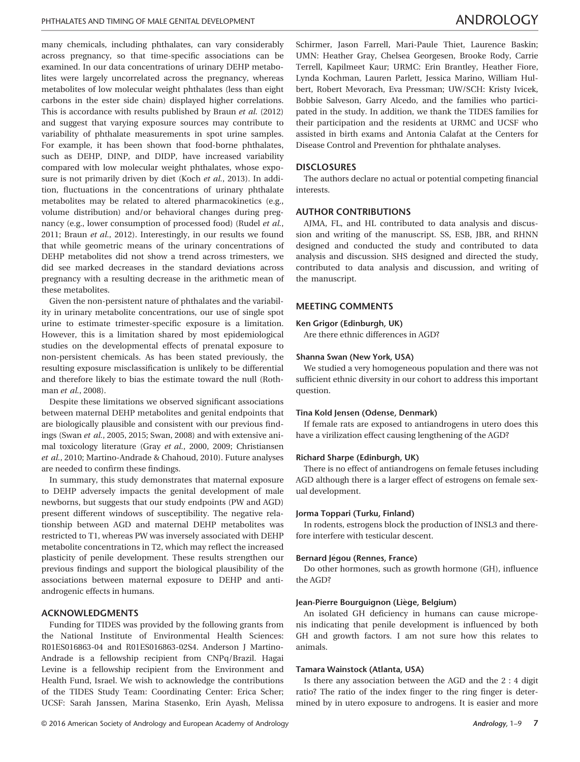many chemicals, including phthalates, can vary considerably across pregnancy, so that time-specific associations can be examined. In our data concentrations of urinary DEHP metabolites were largely uncorrelated across the pregnancy, whereas metabolites of low molecular weight phthalates (less than eight carbons in the ester side chain) displayed higher correlations. This is accordance with results published by Braun *et al.* (2012) and suggest that varying exposure sources may contribute to variability of phthalate measurements in spot urine samples. For example, it has been shown that food-borne phthalates, such as DEHP, DINP, and DIDP, have increased variability compared with low molecular weight phthalates, whose exposure is not primarily driven by diet (Koch *et al.*, 2013). In addition, fluctuations in the concentrations of urinary phthalate metabolites may be related to altered pharmacokinetics (e.g., volume distribution) and/or behavioral changes during pregnancy (e.g., lower consumption of processed food) (Rudel *et al.*, 2011; Braun *et al.*, 2012). Interestingly, in our results we found that while geometric means of the urinary concentrations of DEHP metabolites did not show a trend across trimesters, we did see marked decreases in the standard deviations across pregnancy with a resulting decrease in the arithmetic mean of these metabolites.

Given the non-persistent nature of phthalates and the variability in urinary metabolite concentrations, our use of single spot urine to estimate trimester-specific exposure is a limitation. However, this is a limitation shared by most epidemiological studies on the developmental effects of prenatal exposure to non-persistent chemicals. As has been stated previously, the resulting exposure misclassification is unlikely to be differential and therefore likely to bias the estimate toward the null (Rothman *et al.*, 2008).

Despite these limitations we observed significant associations between maternal DEHP metabolites and genital endpoints that are biologically plausible and consistent with our previous findings (Swan *et al.*, 2005, 2015; Swan, 2008) and with extensive animal toxicology literature (Gray *et al.*, 2000, 2009; Christiansen *et al.*, 2010; Martino-Andrade & Chahoud, 2010). Future analyses are needed to confirm these findings.

In summary, this study demonstrates that maternal exposure to DEHP adversely impacts the genital development of male newborns, but suggests that our study endpoints (PW and AGD) present different windows of susceptibility. The negative relationship between AGD and maternal DEHP metabolites was restricted to T1, whereas PW was inversely associated with DEHP metabolite concentrations in T2, which may reflect the increased plasticity of penile development. These results strengthen our previous findings and support the biological plausibility of the associations between maternal exposure to DEHP and antiandrogenic effects in humans.

## ACKNOWLEDGMENTS

Funding for TIDES was provided by the following grants from the National Institute of Environmental Health Sciences: R01ES016863-04 and R01ES016863-02S4. Anderson J Martino-Andrade is a fellowship recipient from CNPq/Brazil. Hagai Levine is a fellowship recipient from the Environment and Health Fund, Israel. We wish to acknowledge the contributions of the TIDES Study Team: Coordinating Center: Erica Scher; UCSF: Sarah Janssen, Marina Stasenko, Erin Ayash, Melissa Schirmer, Jason Farrell, Mari-Paule Thiet, Laurence Baskin; UMN: Heather Gray, Chelsea Georgesen, Brooke Rody, Carrie Terrell, Kapilmeet Kaur; URMC: Erin Brantley, Heather Fiore, Lynda Kochman, Lauren Parlett, Jessica Marino, William Hulbert, Robert Mevorach, Eva Pressman; UW/SCH: Kristy Ivicek, Bobbie Salveson, Garry Alcedo, and the families who participated in the study. In addition, we thank the TIDES families for their participation and the residents at URMC and UCSF who assisted in birth exams and Antonia Calafat at the Centers for Disease Control and Prevention for phthalate analyses.

## DISCLOSURES

The authors declare no actual or potential competing financial interests.

## AUTHOR CONTRIBUTIONS

AJMA, FL, and HL contributed to data analysis and discussion and writing of the manuscript. SS, ESB, JBR, and RHNN designed and conducted the study and contributed to data analysis and discussion. SHS designed and directed the study, contributed to data analysis and discussion, and writing of the manuscript.

## MEETING COMMENTS

**Ken Grigor (Edinburgh, UK)**

Are there ethnic differences in AGD?

**Shanna Swan (New York, USA)**

We studied a very homogeneous population and there was not sufficient ethnic diversity in our cohort to address this important question.

**Tina Kold Jensen (Odense, Denmark)**

If female rats are exposed to antiandrogens in utero does this have a virilization effect causing lengthening of the AGD?

**Richard Sharpe (Edinburgh, UK)**

There is no effect of antiandrogens on female fetuses including AGD although there is a larger effect of estrogens on female sexual development.

**Jorma Toppari (Turku, Finland)**

In rodents, estrogens block the production of INSL3 and therefore interfere with testicular descent.

**Bernard Jégou (Rennes, France)**

Do other hormones, such as growth hormone (GH), influence the AGD?

**Jean-Pierre Bourguignon (Liège, Belgium)**

An isolated GH deficiency in humans can cause micropenis indicating that penile development is influenced by both GH and growth factors. I am not sure how this relates to animals.

**Tamara Wainstock (Atlanta, USA)**

Is there any association between the AGD and the 2 : 4 digit ratio? The ratio of the index finger to the ring finger is determined by in utero exposure to androgens. It is easier and more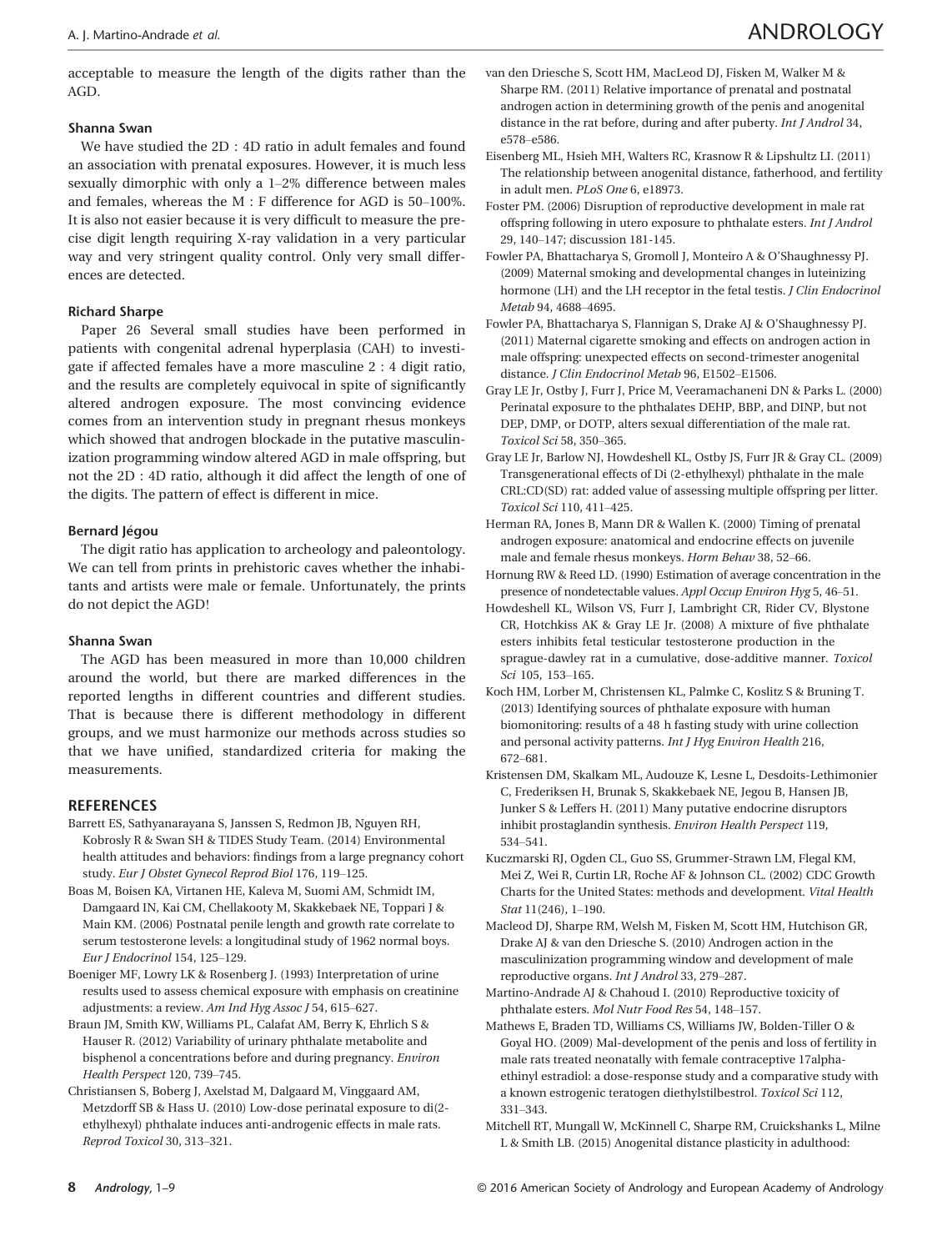acceptable to measure the length of the digits rather than the AGD.

#### Shanna Swan

We have studied the 2D : 4D ratio in adult females and found an association with prenatal exposures. However, it is much less sexually dimorphic with only a 1–2% difference between males and females, whereas the M : F difference for AGD is 50–100%. It is also not easier because it is very difficult to measure the precise digit length requiring X-ray validation in a very particular way and very stringent quality control. Only very small differences are detected.

#### Richard Sharpe

Paper 26 Several small studies have been performed in patients with congenital adrenal hyperplasia (CAH) to investigate if affected females have a more masculine 2 : 4 digit ratio, and the results are completely equivocal in spite of significantly altered androgen exposure. The most convincing evidence comes from an intervention study in pregnant rhesus monkeys which showed that androgen blockade in the putative masculinization programming window altered AGD in male offspring, but not the 2D : 4D ratio, although it did affect the length of one of the digits. The pattern of effect is different in mice.

#### Bernard Jégou

The digit ratio has application to archeology and paleontology. We can tell from prints in prehistoric caves whether the inhabitants and artists were male or female. Unfortunately, the prints do not depict the AGD!

#### Shanna Swan

The AGD has been measured in more than 10,000 children around the world, but there are marked differences in the reported lengths in different countries and different studies. That is because there is different methodology in different groups, and we must harmonize our methods across studies so that we have unified, standardized criteria for making the measurements.

## REFERENCES

Barrett ES, Sathyanarayana S, Janssen S, Redmon JB, Nguyen RH, Kobrosly R & Swan SH & TIDES Study Team. (2014) Environmental health attitudes and behaviors: findings from a large pregnancy cohort study. *Eur J Obstet Gynecol Reprod Biol* 176, 119–125.

Boas M, Boisen KA, Virtanen HE, Kaleva M, Suomi AM, Schmidt IM, Damgaard IN, Kai CM, Chellakooty M, Skakkebaek NE, Toppari J & Main KM. (2006) Postnatal penile length and growth rate correlate to serum testosterone levels: a longitudinal study of 1962 normal boys. *Eur J Endocrinol* 154, 125–129.

Boeniger MF, Lowry LK & Rosenberg J. (1993) Interpretation of urine results used to assess chemical exposure with emphasis on creatinine adjustments: a review. *Am Ind Hyg Assoc J* 54, 615–627.

Braun JM, Smith KW, Williams PL, Calafat AM, Berry K, Ehrlich S & Hauser R. (2012) Variability of urinary phthalate metabolite and bisphenol a concentrations before and during pregnancy. *Environ Health Perspect* 120, 739–745.

Christiansen S, Boberg J, Axelstad M, Dalgaard M, Vinggaard AM, Metzdorff SB & Hass U. (2010) Low-dose perinatal exposure to di(2-ethylhexyl) phthalate induces anti-androgenic effects in male rats. *Reprod Toxicol* 30, 313–321.

van den Driesche S, Scott HM, MacLeod DJ, Fisken M, Walker M & Sharpe RM. (2011) Relative importance of prenatal and postnatal androgen action in determining growth of the penis and anogenital distance in the rat before, during and after puberty. *Int J Androl* 34, e578–e586.

Eisenberg ML, Hsieh MH, Walters RC, Krasnow R & Lipshultz LI. (2011) The relationship between anogenital distance, fatherhood, and fertility in adult men. *PLoS One* 6, e18973.

Foster PM. (2006) Disruption of reproductive development in male rat offspring following in utero exposure to phthalate esters. *Int J Androl* 29, 140–147; discussion 181-145.

Fowler PA, Bhattacharya S, Gromoll J, Monteiro A & O'Shaughnessy PJ. (2009) Maternal smoking and developmental changes in luteinizing hormone (LH) and the LH receptor in the fetal testis. *J Clin Endocrinol Metab* 94, 4688–4695.

Fowler PA, Bhattacharya S, Flannigan S, Drake AJ & O'Shaughnessy PJ. (2011) Maternal cigarette smoking and effects on androgen action in male offspring: unexpected effects on second-trimester anogenital distance. *J Clin Endocrinol Metab* 96, E1502–E1506.

Gray LE Jr, Ostby J, Furr J, Price M, Veeramachaneni DN & Parks L. (2000) Perinatal exposure to the phthalates DEHP, BBP, and DINP, but not DEP, DMP, or DOTP, alters sexual differentiation of the male rat. *Toxicol Sci* 58, 350–365.

Gray LE Jr, Barlow NJ, Howdeshell KL, Ostby JS, Furr JR & Gray CL. (2009) Transgenerational effects of Di (2-ethylhexyl) phthalate in the male CRL:CD(SD) rat: added value of assessing multiple offspring per litter. *Toxicol Sci* 110, 411–425.

Herman RA, Jones B, Mann DR & Wallen K. (2000) Timing of prenatal androgen exposure: anatomical and endocrine effects on juvenile male and female rhesus monkeys. *Horm Behav* 38, 52–66.

Hornung RW & Reed LD. (1990) Estimation of average concentration in the presence of nondetectable values. *Appl Occup Environ Hyg* 5, 46–51.

Howdeshell KL, Wilson VS, Furr J, Lambright CR, Rider CV, Blystone CR, Hotchkiss AK & Gray LE Jr. (2008) A mixture of five phthalate esters inhibits fetal testicular testosterone production in the sprague-dawley rat in a cumulative, dose-additive manner. *Toxicol Sci* 105, 153–165.

Koch HM, Lorber M, Christensen KL, Palmke C, Koslitz S & Bruning T. (2013) Identifying sources of phthalate exposure with human biomonitoring: results of a 48 h fasting study with urine collection and personal activity patterns. *Int J Hyg Environ Health* 216, 672–681.

Kristensen DM, Skalkam ML, Audouze K, Lesne L, Desdoits-Lethimonier C, Frederiksen H, Brunak S, Skakkebaek NE, Jegou B, Hansen JB, Junker S & Leffers H. (2011) Many putative endocrine disruptors inhibit prostaglandin synthesis. *Environ Health Perspect* 119, 534–541.

Kuczmarski RJ, Ogden CL, Guo SS, Grummer-Strawn LM, Flegal KM, Mei Z, Wei R, Curtin LR, Roche AF & Johnson CL. (2002) CDC Growth Charts for the United States: methods and development. *Vital Health Stat* 11(246), 1–190.

Macleod DJ, Sharpe RM, Welsh M, Fisken M, Scott HM, Hutchison GR, Drake AJ & van den Driesche S. (2010) Androgen action in the masculinization programming window and development of male reproductive organs. *Int J Androl* 33, 279–287.

Martino-Andrade AJ & Chahoud I. (2010) Reproductive toxicity of phthalate esters. *Mol Nutr Food Res* 54, 148–157.

Mathews E, Braden TD, Williams CS, Williams JW, Bolden-Tiller O & Goyal HO. (2009) Mal-development of the penis and loss of fertility in male rats treated neonatally with female contraceptive 17alpha-ethinyl estradiol: a dose-response study and a comparative study with a known estrogenic teratogen diethylstilbestrol. *Toxicol Sci* 112, 331–343.

Mitchell RT, Mungall W, McKinnell C, Sharpe RM, Cruickshanks L, Milne L & Smith LB. (2015) Anogenital distance plasticity in adulthood: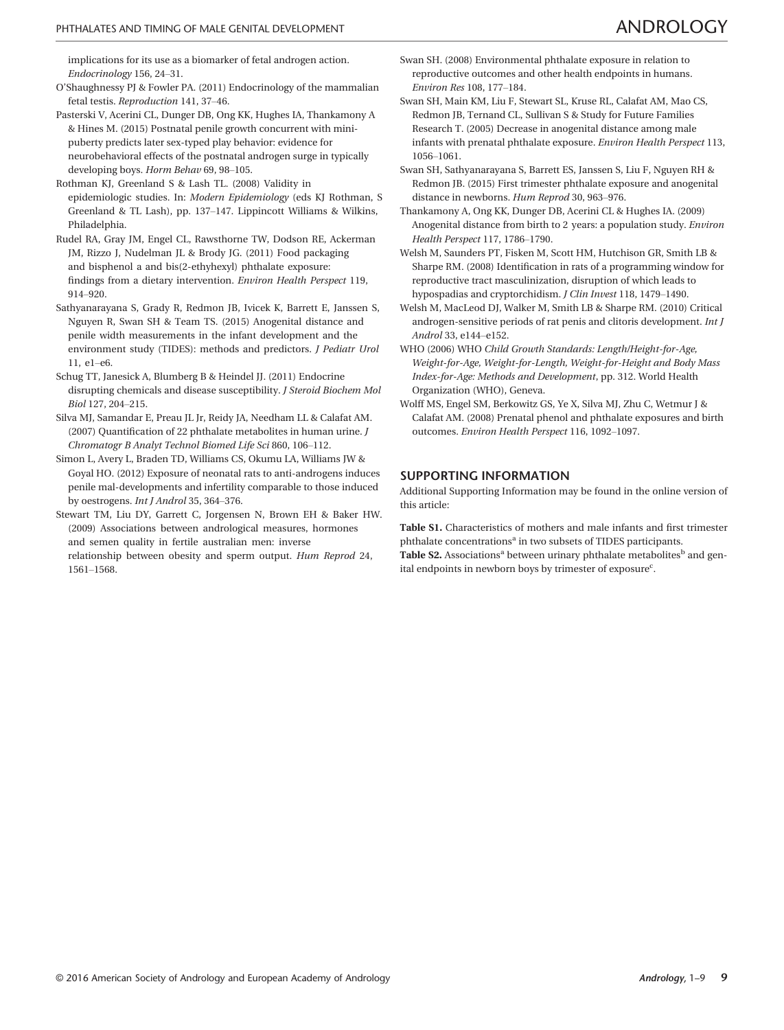implications for its use as a biomarker of fetal androgen action. *Endocrinology* 156, 24–31.

O'Shaughnessy PJ & Fowler PA. (2011) Endocrinology of the mammalian fetal testis. *Reproduction* 141, 37–46.

Pasterski V, Acerini CL, Dunger DB, Ong KK, Hughes IA, Thankamony A & Hines M. (2015) Postnatal penile growth concurrent with mini-puberty predicts later sex-typed play behavior: evidence for neurobehavioral effects of the postnatal androgen surge in typically developing boys. *Horm Behav* 69, 98–105.

Rothman KJ, Greenland S & Lash TL. (2008) Validity in epidemiologic studies. In: *Modern Epidemiology* (eds KJ Rothman, S Greenland & TL Lash), pp. 137–147. Lippincott Williams & Wilkins, Philadelphia.

Rudel RA, Gray JM, Engel CL, Rawsthorne TW, Dodson RE, Ackerman JM, Rizzo J, Nudelman JL & Brody JG. (2011) Food packaging and bisphenol a and bis(2-ethyhexyl) phthalate exposure: findings from a dietary intervention. *Environ Health Perspect* 119, 914–920.

Sathyanarayana S, Grady R, Redmon JB, Ivicek K, Barrett E, Janssen S, Nguyen R, Swan SH & Team TS. (2015) Anogenital distance and penile width measurements in the infant development and the environment study (TIDES): methods and predictors. *J Pediatr Urol* 11, e1–e6.

Schug TT, Janesick A, Blumberg B & Heindel JJ. (2011) Endocrine disrupting chemicals and disease susceptibility. *J Steroid Biochem Mol Biol* 127, 204–215.

Silva MJ, Samandar E, Preau JL Jr, Reidy JA, Needham LL & Calafat AM. (2007) Quantification of 22 phthalate metabolites in human urine. *J Chromatogr B Analyt Technol Biomed Life Sci* 860, 106–112.

Simon L, Avery L, Braden TD, Williams CS, Okumu LA, Williams JW & Goyal HO. (2012) Exposure of neonatal rats to anti-androgens induces penile mal-developments and infertility comparable to those induced by oestrogens. *Int J Androl* 35, 364–376.

Stewart TM, Liu DY, Garrett C, Jorgensen N, Brown EH & Baker HW. (2009) Associations between andrological measures, hormones and semen quality in fertile australian men: inverse relationship between obesity and sperm output. *Hum Reprod* 24, 1561–1568.

Swan SH. (2008) Environmental phthalate exposure in relation to reproductive outcomes and other health endpoints in humans. *Environ Res* 108, 177–184.

Swan SH, Main KM, Liu F, Stewart SL, Kruse RL, Calafat AM, Mao CS, Redmon JB, Ternand CL, Sullivan S & Study for Future Families Research T. (2005) Decrease in anogenital distance among male infants with prenatal phthalate exposure. *Environ Health Perspect* 113, 1056–1061.

Swan SH, Sathyanarayana S, Barrett ES, Janssen S, Liu F, Nguyen RH & Redmon JB. (2015) First trimester phthalate exposure and anogenital distance in newborns. *Hum Reprod* 30, 963–976.

Thankamony A, Ong KK, Dunger DB, Acerini CL & Hughes IA. (2009) Anogenital distance from birth to 2 years: a population study. *Environ Health Perspect* 117, 1786–1790.

Welsh M, Saunders PT, Fisken M, Scott HM, Hutchison GR, Smith LB & Sharpe RM. (2008) Identification in rats of a programming window for reproductive tract masculinization, disruption of which leads to hypospadias and cryptorchidism. *J Clin Invest* 118, 1479–1490.

Welsh M, MacLeod DJ, Walker M, Smith LB & Sharpe RM. (2010) Critical androgen-sensitive periods of rat penis and clitoris development. *Int J Androl* 33, e144–e152.

WHO (2006) WHO *Child Growth Standards: Length/Height-for-Age, Weight-for-Age, Weight-for-Length, Weight-for-Height and Body Mass Index-for-Age: Methods and Development*, pp. 312. World Health Organization (WHO), Geneva.

Wolff MS, Engel SM, Berkowitz GS, Ye X, Silva MJ, Zhu C, Wetmur J & Calafat AM. (2008) Prenatal phenol and phthalate exposures and birth outcomes. *Environ Health Perspect* 116, 1092–1097.

## SUPPORTING INFORMATION

Additional Supporting Information may be found in the online version of this article:

**Table S1.** Characteristics of mothers and male infants and first trimester phthalate concentrations[a] in two subsets of TIDES participants.

**Table S2.** Associations[a] between urinary phthalate metabolites[b] and genital endpoints in newborn boys by trimester of exposure[c].